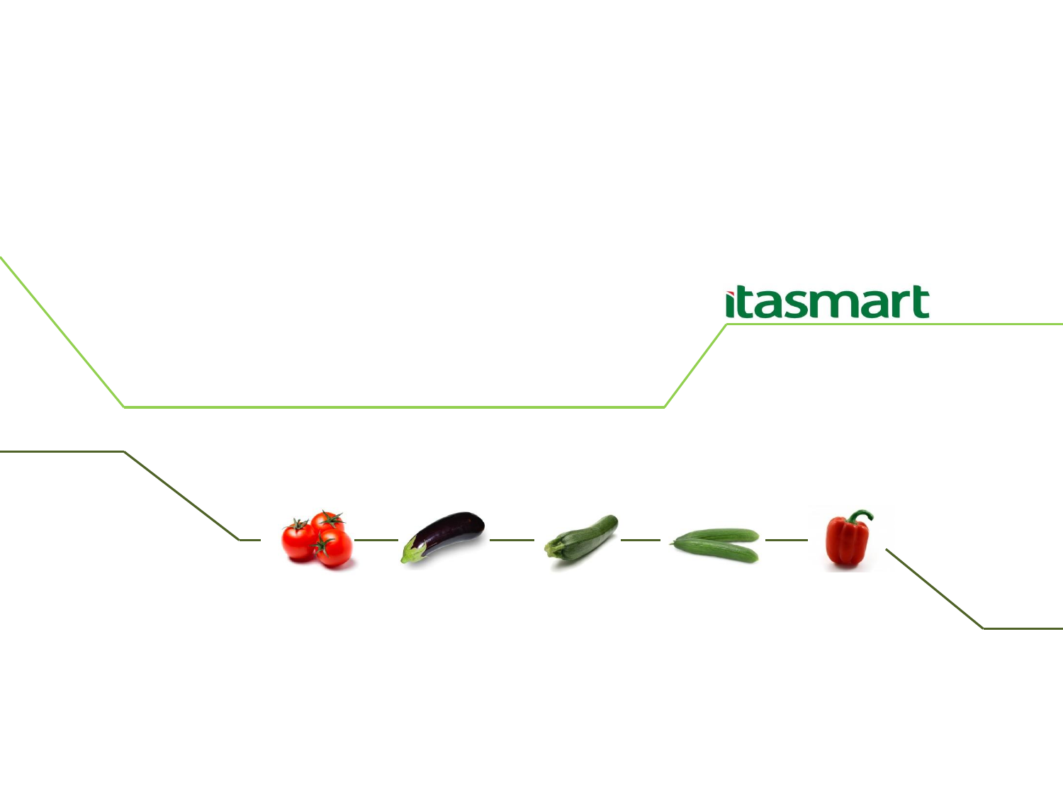itasmart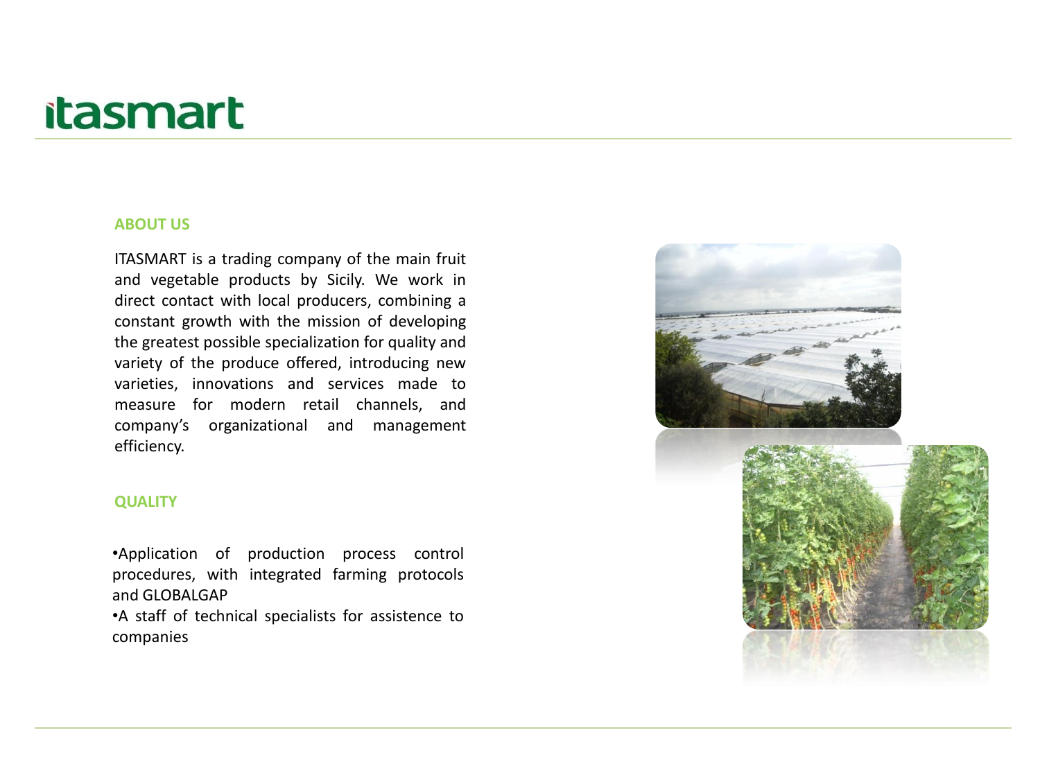# itasmart

## ABOUT US

ITASMART is a trading company of the main fruit and vegetable products by Sicily. We work in direct contact with local producers, combining a constant growth with the mission of developing the greatest possible specialization for quality and variety of the produce offered, introducing new varieties, innovations and services made to measure for modern retail channels, and company's organizational and management efficiency.

## QUALITY

- Application of production process control procedures, with integrated farming protocols and GLOBALGAP
- A staff of technical specialists for assistence to companies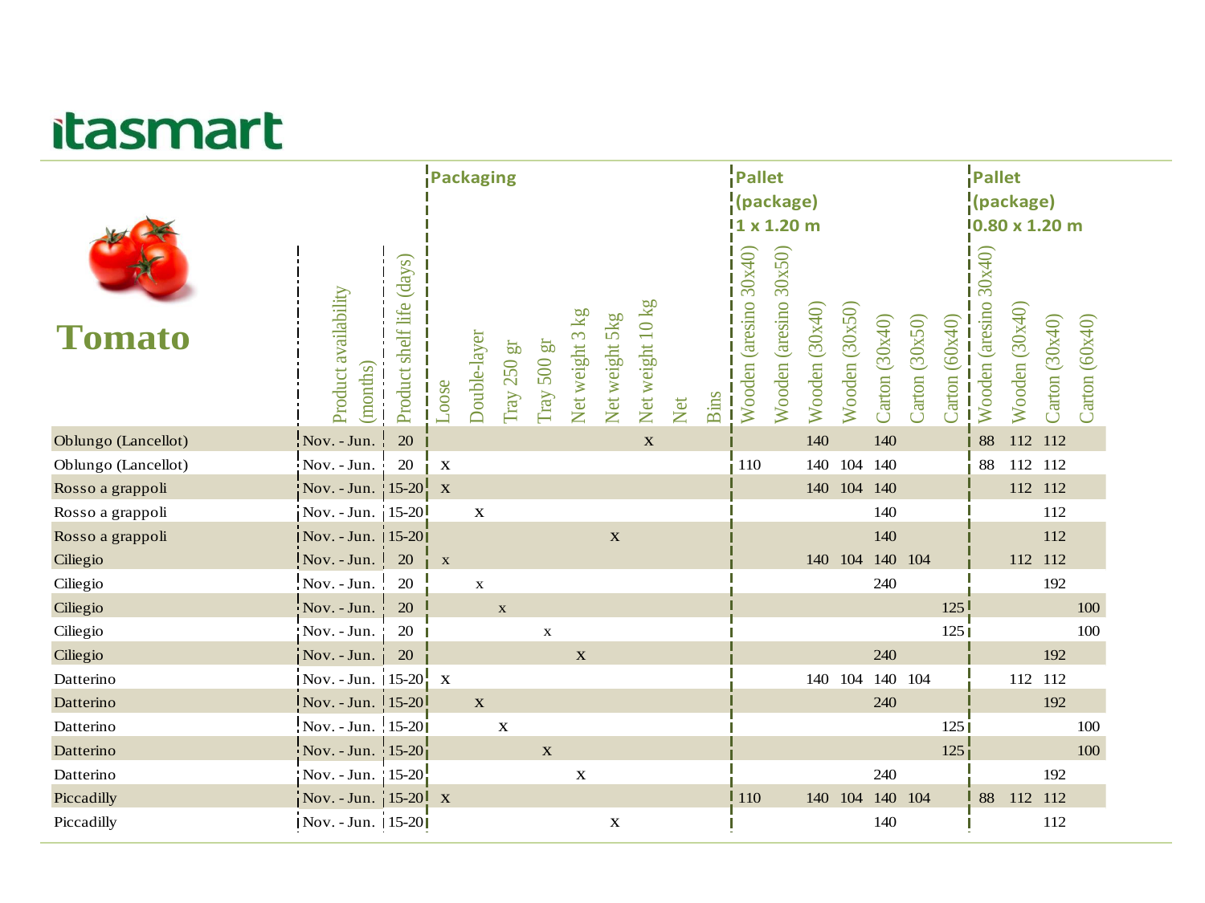# itasmart

## Tomato

| Tomato | Product availability (months) | Product shelf life (days) | Loose | Double-layer | Tray 250 gr | Tray 500 gr | Net weight 3 kg | Net weight 5kg | Net weight 10 kg | Net | Bins | Pallet (package) 1 x 1.20 m: Wooden (aresino 30x40) | Wooden (aresino 30x50) | Wooden (30x40) | Wooden (30x50) | Carton (30x40) | Carton (30x50) | Carton (60x40) | Pallet (package) 0.80 x 1.20 m: Wooden (aresino 30x40) | Wooden (30x40) | Carton (30x40) | Carton (60x40) |
|---|---|---|---|---|---|---|---|---|---|---|---|---|---|---|---|---|---|---|---|---|---|---|
| Oblungo (Lancellot) | Nov. - Jun. | 20 | | | | | | | x | | | | | 140 | | 140 | | | 88 | 112 | 112 | |
| Oblungo (Lancellot) | Nov. - Jun. | 20 | x | | | | | | | | | 110 | | 140 | 104 | 140 | | | 88 | 112 | 112 | |
| Rosso a grappoli | Nov. - Jun. | 15-20 | x | | | | | | | | | | | 140 | 104 | 140 | | | | 112 | 112 | |
| Rosso a grappoli | Nov. - Jun. | 15-20 | | x | | | | | | | | | | | | 140 | | | | | 112 | |
| Rosso a grappoli | Nov. - Jun. | 15-20 | | | | | | x | | | | | | | | 140 | | | | | 112 | |
| Ciliegio | Nov. - Jun. | 20 | x | | | | | | | | | | | 140 | 104 | 140 | 104 | | | 112 | 112 | |
| Ciliegio | Nov. - Jun. | 20 | | x | | | | | | | | | | | | 240 | | | | | 192 | |
| Ciliegio | Nov. - Jun. | 20 | | | x | | | | | | | | | | | | | 125 | | | | 100 |
| Ciliegio | Nov. - Jun. | 20 | | | | x | | | | | | | | | | | | 125 | | | | 100 |
| Ciliegio | Nov. - Jun. | 20 | | | | | x | | | | | | | | | 240 | | | | | 192 | |
| Datterino | Nov. - Jun. | 15-20 | x | | | | | | | | | | | 140 | 104 | 140 | 104 | | | 112 | 112 | |
| Datterino | Nov. - Jun. | 15-20 | | x | | | | | | | | | | | | 240 | | | | | 192 | |
| Datterino | Nov. - Jun. | 15-20 | | | x | | | | | | | | | | | | | 125 | | | | 100 |
| Datterino | Nov. - Jun. | 15-20 | | | | x | | | | | | | | | | | | 125 | | | | 100 |
| Datterino | Nov. - Jun. | 15-20 | | | | | x | | | | | | | | | 240 | | | | | 192 | |
| Piccadilly | Nov. - Jun. | 15-20 | x | | | | | | | | | 110 | | 140 | 104 | 140 | 104 | | 88 | 112 | 112 | |
| Piccadilly | Nov. - Jun. | 15-20 | | | | | | x | | | | | | | | 140 | | | | | 112 | |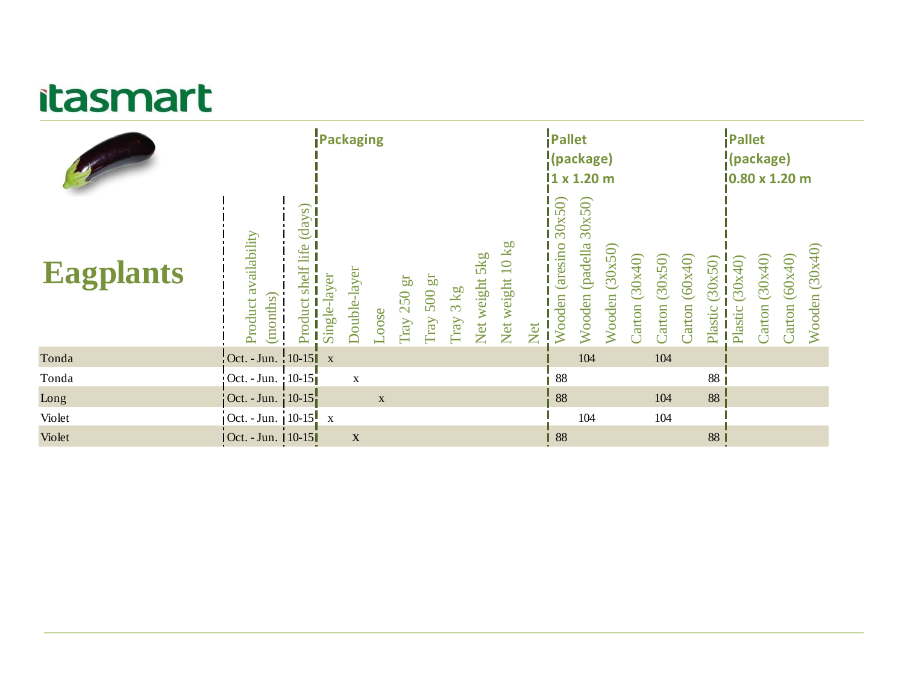# itasmart

| Eagplants | Product availability (months) | Product shelf life (days) | Packaging | | | | | | | | | Pallet (package) 1 x 1.20 m | | | | | | | Pallet (package) 0.80 x 1.20 m | | | |
|---|---|---|---|---|---|---|---|---|---|---|---|---|---|---|---|---|---|---|---|---|---|---|
| | | | Single-layer | Double-layer | Loose | Tray 250 gr | Tray 500 gr | Tray 3 kg | Net weight 5kg | Net weight 10 kg | Net | Wooden (aresino 30x50) | Wooden (padella 30x50) | Wooden (30x50) | Carton (30x40) | Carton (30x50) | Carton (60x40) | Plastic (30x50) | Plastic (30x40) | Carton (30x40) | Carton (60x40) | Wooden (30x40) |
| Tonda | Oct. - Jun. | 10-15 | x | | | | | | | | | | 104 | | | 104 | | | | | | |
| Tonda | Oct. - Jun. | 10-15 | | x | | | | | | | | 88 | | | | | | 88 | | | | |
| Long | Oct. - Jun. | 10-15 | | | x | | | | | | | 88 | | | | 104 | | 88 | | | | |
| Violet | Oct. - Jun. | 10-15 | x | | | | | | | | | | 104 | | | 104 | | | | | | |
| Violet | Oct. - Jun. | 10-15 | | X | | | | | | | | 88 | | | | | | 88 | | | | |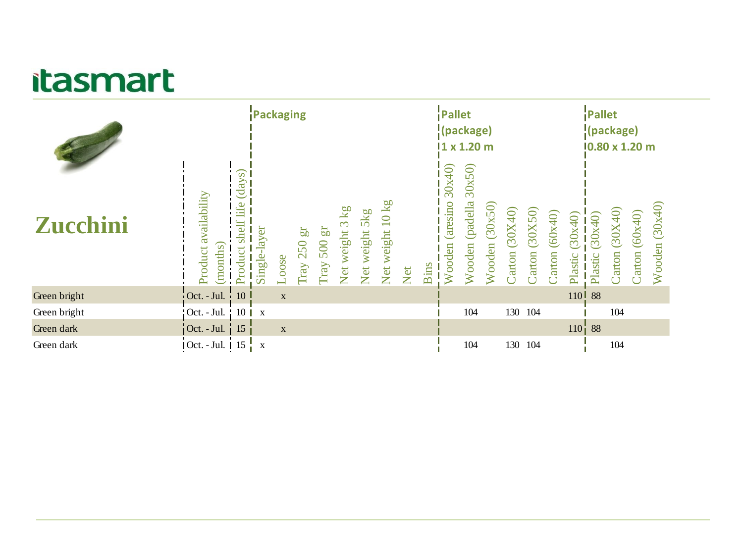# Zucchini

| Zucchini | Product availability (months) | Product shelf life (days) | Packaging | | | | | | | | | Pallet (package) 1 x 1.20 m | | | | | | | Pallet (package) 0.80 x 1.20 m | | | |
|---|---|---|---|---|---|---|---|---|---|---|---|---|---|---|---|---|---|---|---|---|---|---|
| | | | Single-layer | Loose | Tray 250 gr | Tray 500 gr | Net weight 3 kg | Net weight 5kg | Net weight 10 kg | Net | Bins | Wooden (aresino 30x40) | Wooden (padella 30x50) | Wooden (30x50) | Carton (30X40) | Carton (30X50) | Carton (60x40) | Plastic (30x40) | Plastic (30x40) | Carton (30X40) | Carton (60x40) | Wooden (30x40) |
| Green bright | Oct. - Jul. | 10 | | x | | | | | | | | | | | | | | 110 | 88 | | | |
| Green bright | Oct. - Jul. | 10 | x | | | | | | | | | | 104 | | 130 | 104 | | | | 104 | | |
| Green dark | Oct. - Jul. | 15 | | x | | | | | | | | | | | | | | 110 | 88 | | | |
| Green dark | Oct. - Jul. | 15 | x | | | | | | | | | | 104 | | 130 | 104 | | | | 104 | | |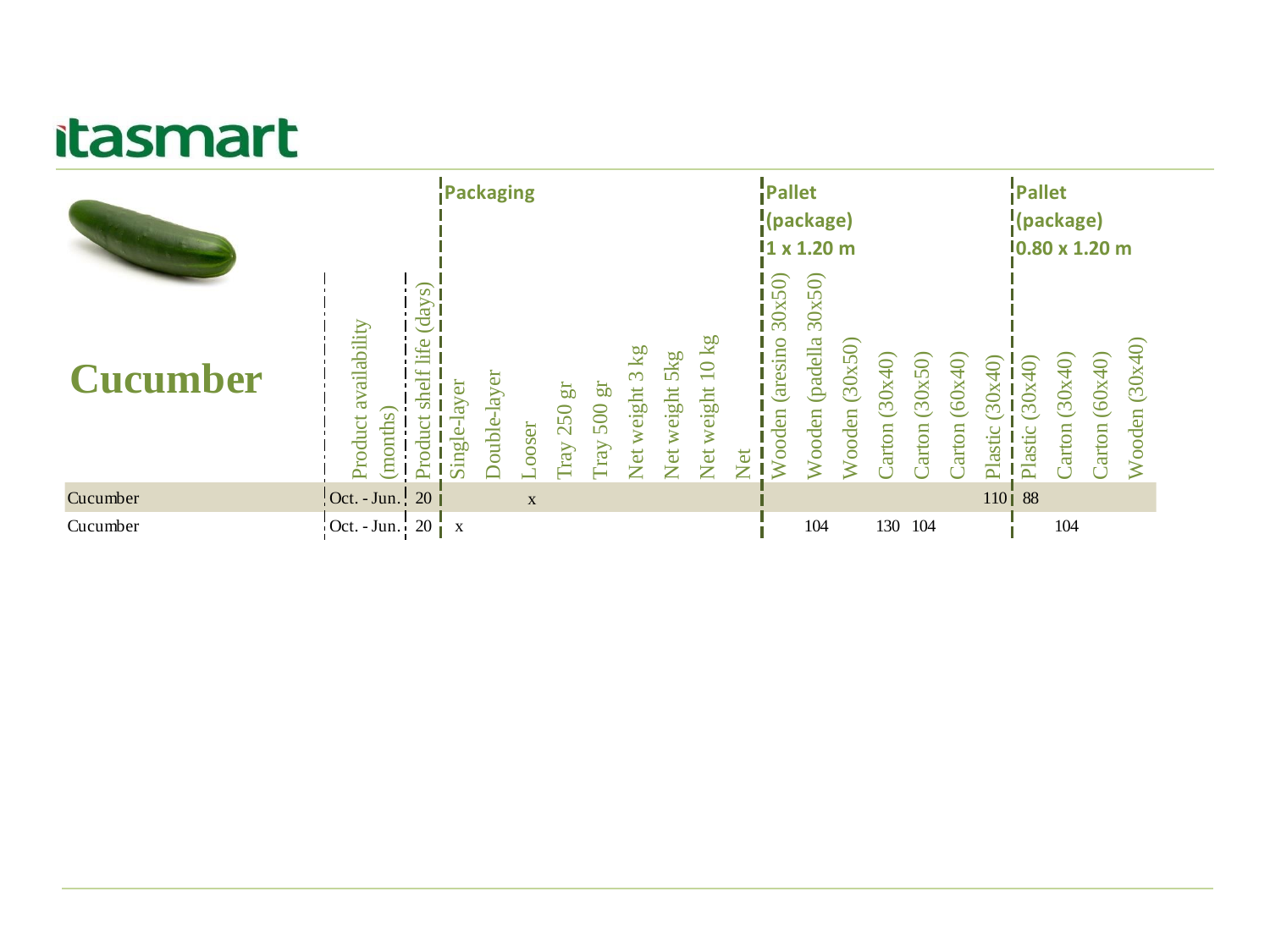# itasmart

## Cucumber

| | Product availability (months) | Product shelf life (days) | Packaging | | | | | | | | | Pallet (package) 1 x 1.20 m | | | | | | | Pallet (package) 0.80 x 1.20 m | | | |
|---|---|---|---|---|---|---|---|---|---|---|---|---|---|---|---|---|---|---|---|---|---|---|
| | | | Single-layer | Double-layer | Looser | Tray 250 gr | Tray 500 gr | Net weight 3 kg | Net weight 5kg | Net weight 10 kg | Net | Wooden (aresino 30x50) | Wooden (padella 30x50) | Wooden (30x50) | Carton (30x40) | Carton (30x50) | Carton (60x40) | Plastic (30x40) | Plastic (30x40) | Carton (30x40) | Carton (60x40) | Wooden (30x40) |
| Cucumber | Oct. - Jun. | 20 | | | x | | | | | | | | | | | | | 110 | 88 | | | |
| Cucumber | Oct. - Jun. | 20 | x | | | | | | | | | | 104 | | 130 | 104 | | | | 104 | | |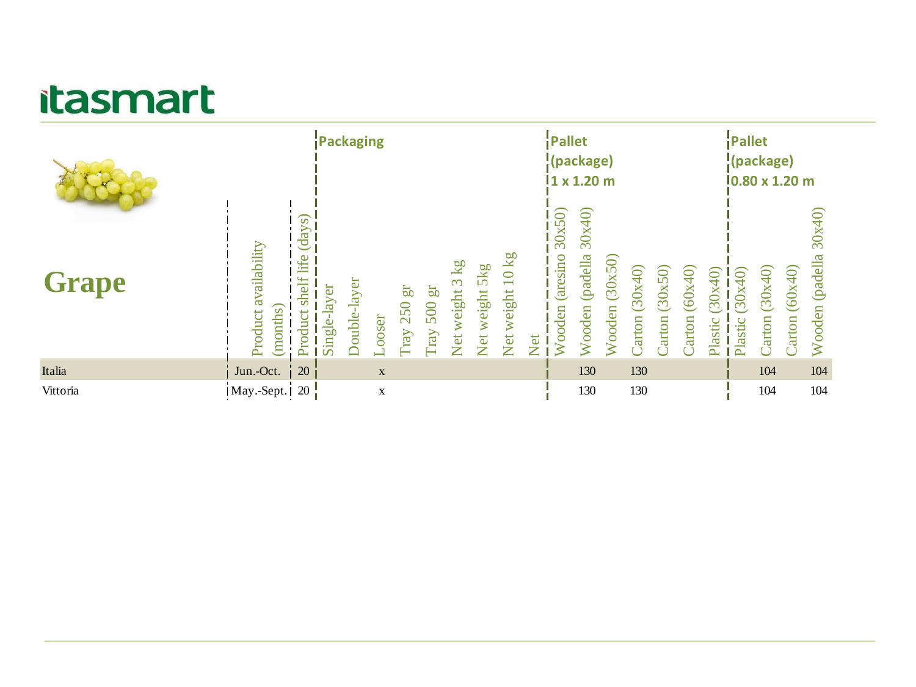# Grape

| | Product availability (months) | Product shelf life (days) | Packaging | | | | | | | | | Pallet (package) 1 x 1.20 m | | | | | | | Pallet (package) 0.80 x 1.20 m | | | |
|---|---|---|---|---|---|---|---|---|---|---|---|---|---|---|---|---|---|---|---|---|---|---|
| | | | Single-layer | Double-layer | Looser | Tray 250 gr | Tray 500 gr | Net weight 3 kg | Net weight 5kg | Net weight 10 kg | Net | Wooden (aresino 30x50) | Wooden (padella 30x40) | Wooden (30x50) | Carton (30x40) | Carton (30x50) | Carton (60x40) | Plastic (30x40) | Plastic (30x40) | Carton (30x40) | Carton (60x40) | Wooden (padella 30x40) |
| Italia | Jun.-Oct. | 20 | | | x | | | | | | | | 130 | | 130 | | | | | 104 | | 104 |
| Vittoria | May.-Sept. | 20 | | | x | | | | | | | | 130 | | 130 | | | | | 104 | | 104 |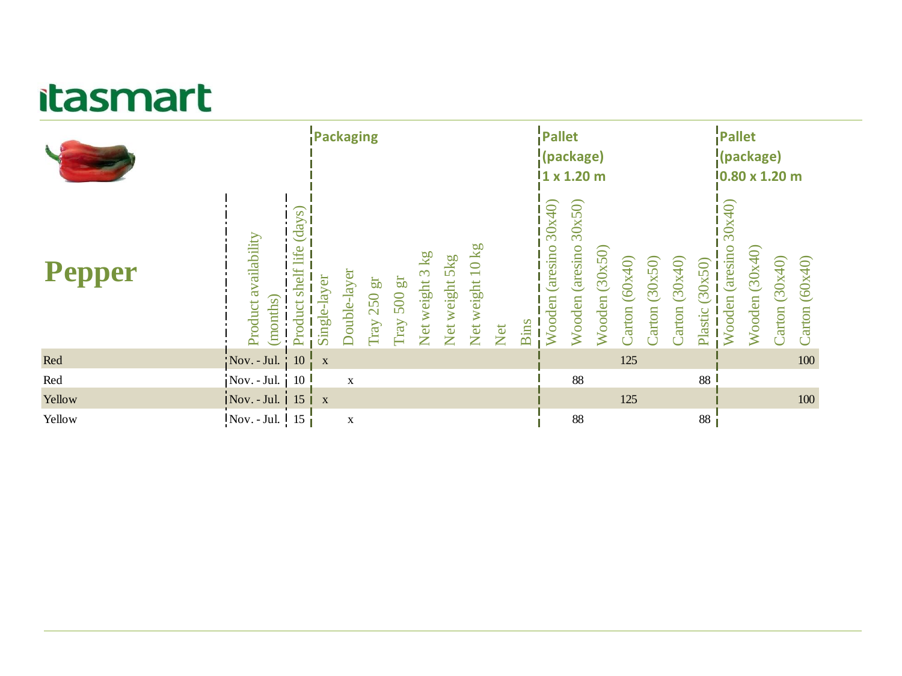# Pepper

| Pepper | Product availability (months) | Product shelf life (days) | Packaging | | | | | | | | | Pallet (package) 1 x 1.20 m | | | | | | | Pallet (package) 0.80 x 1.20 m | | | |
|---|---|---|---|---|---|---|---|---|---|---|---|---|---|---|---|---|---|---|---|---|---|---|
| | | | Single-layer | Double-layer | Tray 250 gr | Tray 500 gr | Net weight 3 kg | Net weight 5kg | Net weight 10 kg | Net | Bins | Wooden (aresino 30x40) | Wooden (aresino 30x50) | Wooden (30x50) | Carton (60x40) | Carton (30x50) | Carton (30x40) | Plastic (30x50) | Wooden (aresino 30x40) | Wooden (30x40) | Carton (30x40) | Carton (60x40) |
| Red | Nov. - Jul. | 10 | x | | | | | | | | | | | | 125 | | | | | | | 100 |
| Red | Nov. - Jul. | 10 | | x | | | | | | | | | 88 | | | | | 88 | | | | |
| Yellow | Nov. - Jul. | 15 | x | | | | | | | | | | | | 125 | | | | | | | 100 |
| Yellow | Nov. - Jul. | 15 | | x | | | | | | | | | 88 | | | | | 88 | | | | |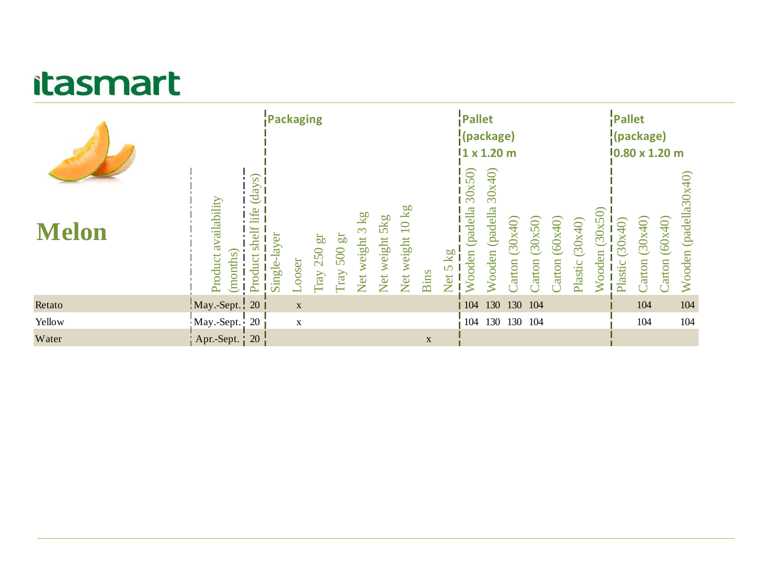# Melon

| | Product availability (months) | Product shelf life (days) | Packaging | | | | | | | | | Pallet (package) 1 x 1.20 m | | | | | | | Pallet (package) 0.80 x 1.20 m | | | |
|---|---|---|---|---|---|---|---|---|---|---|---|---|---|---|---|---|---|---|---|---|---|---|
| | | | Single-layer | Looser | Tray 250 gr | Tray 500 gr | Net weight 3 kg | Net weight 5kg | Net weight 10 kg | Bins | Net 5 kg | Wooden (padella 30x50) | Wooden (padella 30x40) | Carton (30x40) | Carton (30x50) | Carton (60x40) | Plastic (30x40) | Wooden (30x50) | Plastic (30x40) | Carton (30x40) | Carton (60x40) | Wooden (padella30x40) |
| Retato | May.-Sept. | 20 | | x | | | | | | | | 104 | 130 | 130 | 104 | | | | | 104 | | 104 |
| Yellow | May.-Sept. | 20 | | x | | | | | | | | 104 | 130 | 130 | 104 | | | | | 104 | | 104 |
| Water | Apr.-Sept. | 20 | | | | | | | | x | | | | | | | | | | | | |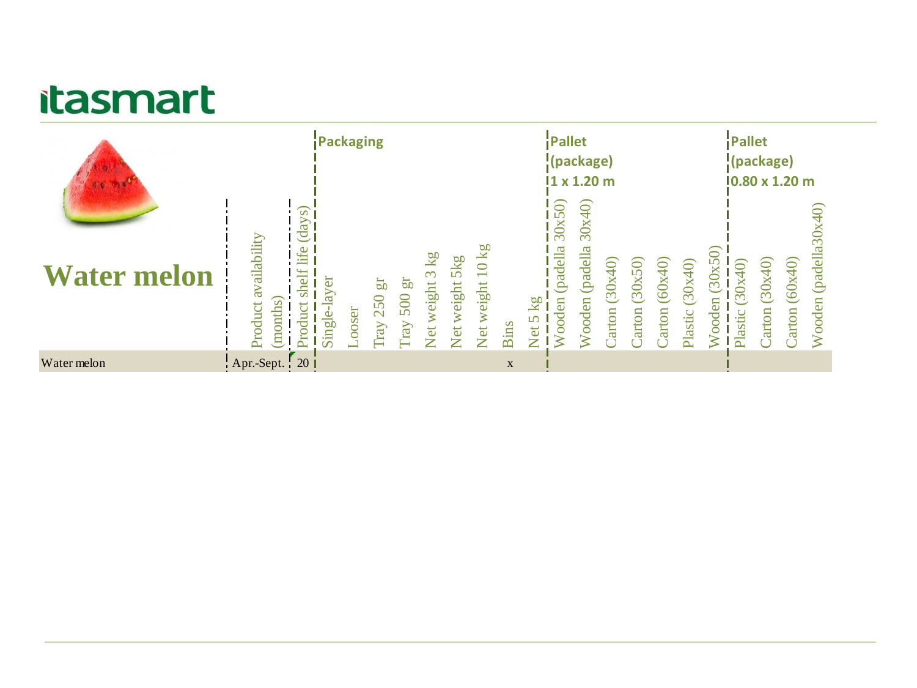# Water melon

| Product | Product availability (months) | Product shelf life (days) | Packaging | | | | | | | | | Pallet (package) 1 x 1.20 m | | | | | | | Pallet (package) 0.80 x 1.20 m | | | |
|---|---|---|---|---|---|---|---|---|---|---|---|---|---|---|---|---|---|---|---|---|---|---|
| | | | Single-layer | Looser | Tray 250 gr | Tray 500 gr | Net weight 3 kg | Net weight 5kg | Net weight 10 kg | Bins | Net 5 kg | Wooden (padella 30x50) | Wooden (padella 30x40) | Carton (30x40) | Carton (30x50) | Carton (60x40) | Plastic (30x40) | Wooden (30x50) | Plastic (30x40) | Carton (30x40) | Carton (60x40) | Wooden (padella30x40) |
| Water melon | Apr.-Sept. | 20 | | | | | | | | x | | | | | | | | | | | | |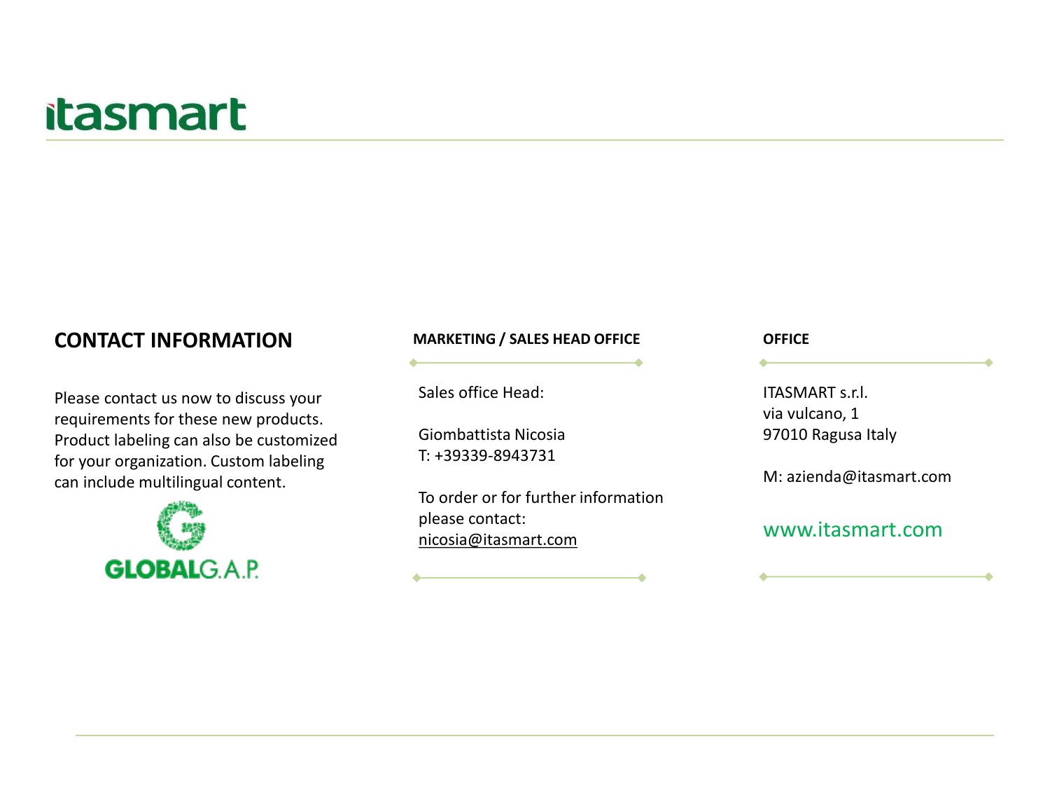# itasmart

## CONTACT INFORMATION

Please contact us now to discuss your requirements for these new products. Product labeling can also be customized for your organization. Custom labeling can include multilingual content.

GLOBALG.A.P.

### MARKETING / SALES HEAD OFFICE

Sales office Head:

Giombattista Nicosia
T: +39339-8943731

To order or for further information please contact:
nicosia@itasmart.com

### OFFICE

ITASMART s.r.l.
via vulcano, 1
97010 Ragusa Italy

M: azienda@itasmart.com

www.itasmart.com